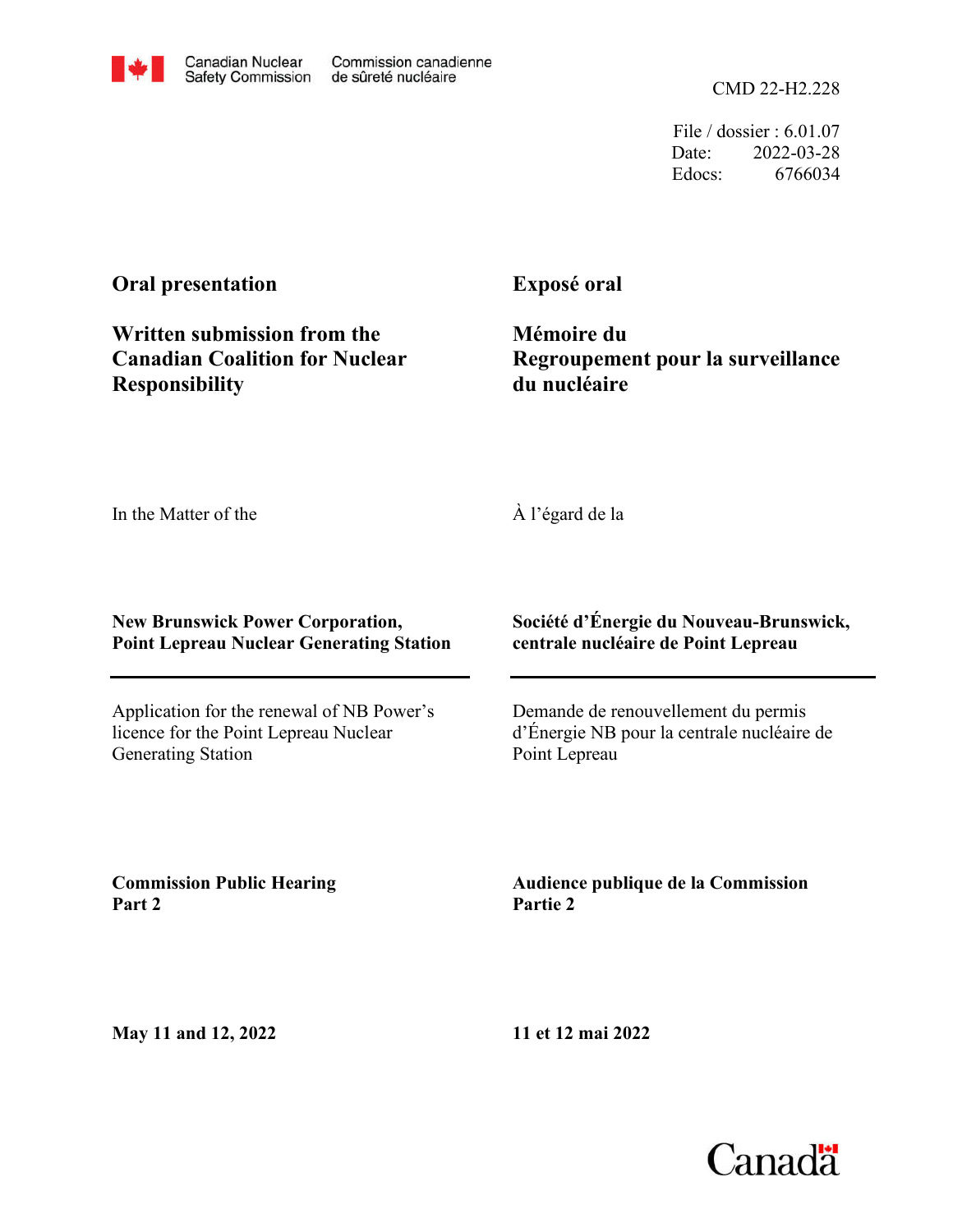Canadian Nuclear Safety Commission | Commission canadienne de sûreté nucléaire

CMD 22-H2.228

File / dossier : 6.01.07
Date: 2022-03-28
Edocs: 6766034

**Oral presentation**

**Written submission from the Canadian Coalition for Nuclear Responsibility**

**Exposé oral**

**Mémoire du Regroupement pour la surveillance du nucléaire**

In the Matter of the

À l'égard de la

**New Brunswick Power Corporation, Point Lepreau Nuclear Generating Station**

**Société d'Énergie du Nouveau-Brunswick, centrale nucléaire de Point Lepreau**

Application for the renewal of NB Power's licence for the Point Lepreau Nuclear Generating Station

Demande de renouvellement du permis d'Énergie NB pour la centrale nucléaire de Point Lepreau

**Commission Public Hearing Part 2**

**Audience publique de la Commission Partie 2**

**May 11 and 12, 2022**

**11 et 12 mai 2022**

Canada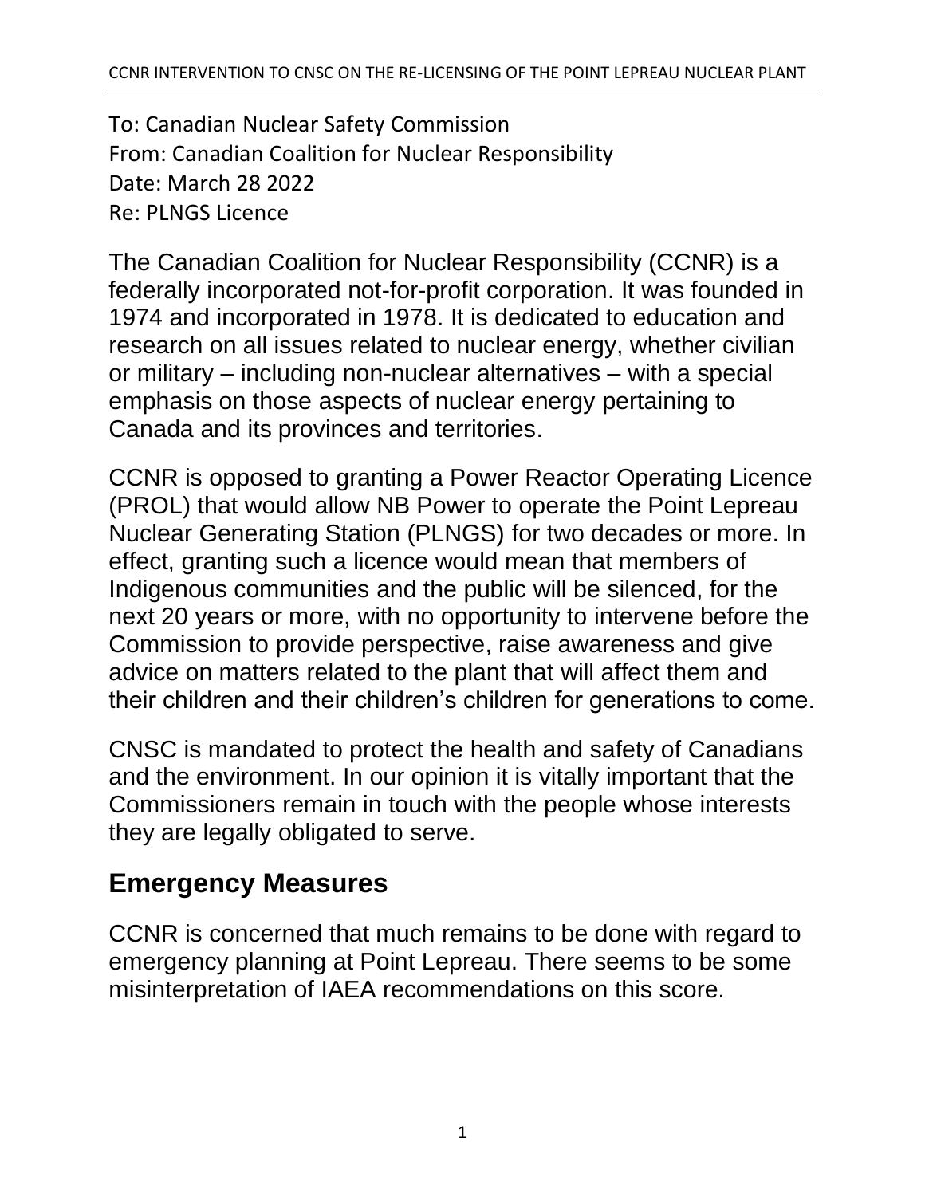To: Canadian Nuclear Safety Commission
From: Canadian Coalition for Nuclear Responsibility
Date: March 28 2022
Re: PLNGS Licence

The Canadian Coalition for Nuclear Responsibility (CCNR) is a federally incorporated not-for-profit corporation. It was founded in 1974 and incorporated in 1978. It is dedicated to education and research on all issues related to nuclear energy, whether civilian or military – including non-nuclear alternatives – with a special emphasis on those aspects of nuclear energy pertaining to Canada and its provinces and territories.

CCNR is opposed to granting a Power Reactor Operating Licence (PROL) that would allow NB Power to operate the Point Lepreau Nuclear Generating Station (PLNGS) for two decades or more. In effect, granting such a licence would mean that members of Indigenous communities and the public will be silenced, for the next 20 years or more, with no opportunity to intervene before the Commission to provide perspective, raise awareness and give advice on matters related to the plant that will affect them and their children and their children's children for generations to come.

CNSC is mandated to protect the health and safety of Canadians and the environment. In our opinion it is vitally important that the Commissioners remain in touch with the people whose interests they are legally obligated to serve.

## Emergency Measures

CCNR is concerned that much remains to be done with regard to emergency planning at Point Lepreau. There seems to be some misinterpretation of IAEA recommendations on this score.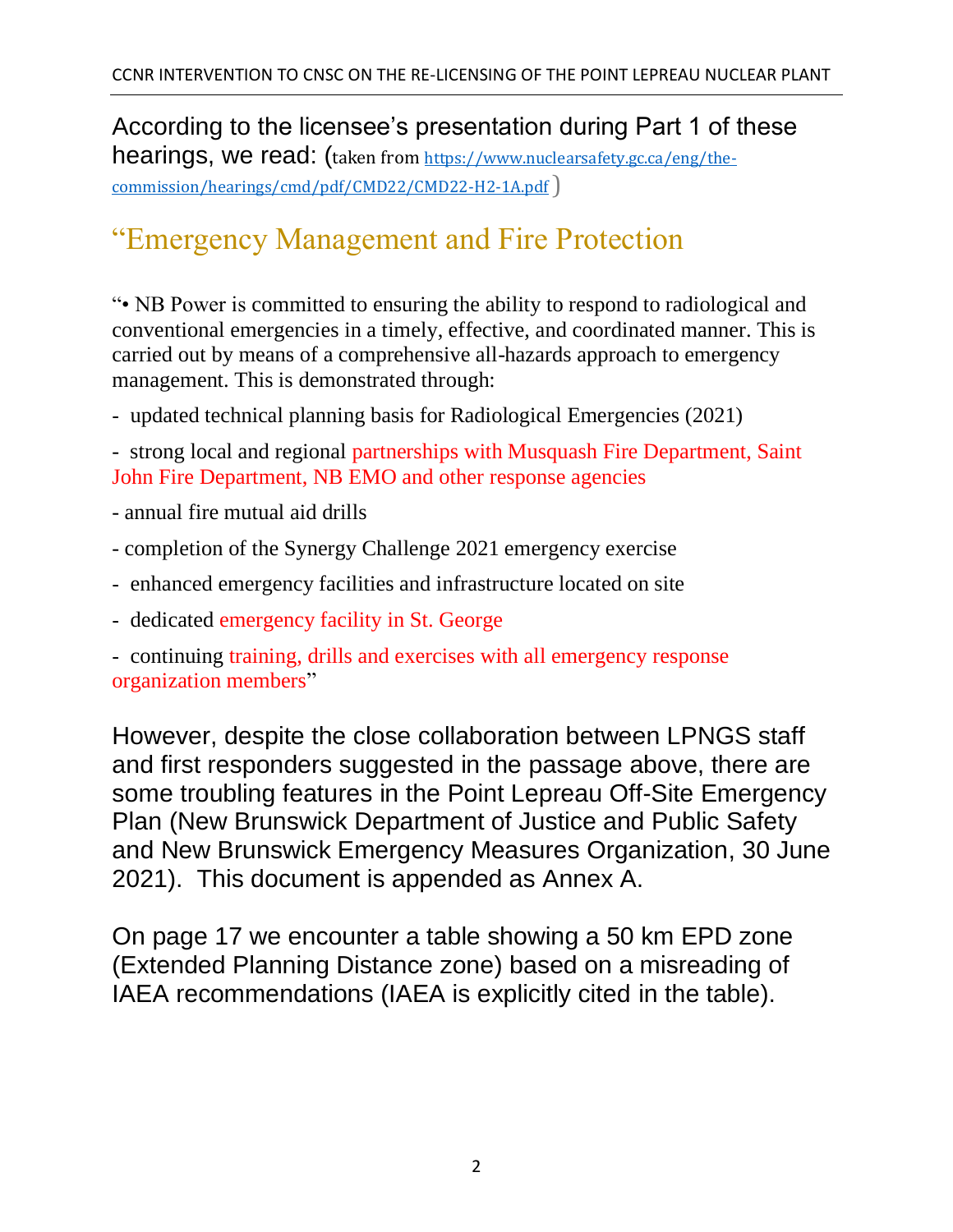According to the licensee's presentation during Part 1 of these hearings, we read: (taken from https://www.nuclearsafety.gc.ca/eng/the-commission/hearings/cmd/pdf/CMD22/CMD22-H2-1A.pdf)

## "Emergency Management and Fire Protection

"• NB Power is committed to ensuring the ability to respond to radiological and conventional emergencies in a timely, effective, and coordinated manner. This is carried out by means of a comprehensive all-hazards approach to emergency management. This is demonstrated through:

- updated technical planning basis for Radiological Emergencies (2021)
- strong local and regional partnerships with Musquash Fire Department, Saint John Fire Department, NB EMO and other response agencies
- annual fire mutual aid drills
- completion of the Synergy Challenge 2021 emergency exercise
- enhanced emergency facilities and infrastructure located on site
- dedicated emergency facility in St. George
- continuing training, drills and exercises with all emergency response organization members"

However, despite the close collaboration between LPNGS staff and first responders suggested in the passage above, there are some troubling features in the Point Lepreau Off-Site Emergency Plan (New Brunswick Department of Justice and Public Safety and New Brunswick Emergency Measures Organization, 30 June 2021). This document is appended as Annex A.

On page 17 we encounter a table showing a 50 km EPD zone (Extended Planning Distance zone) based on a misreading of IAEA recommendations (IAEA is explicitly cited in the table).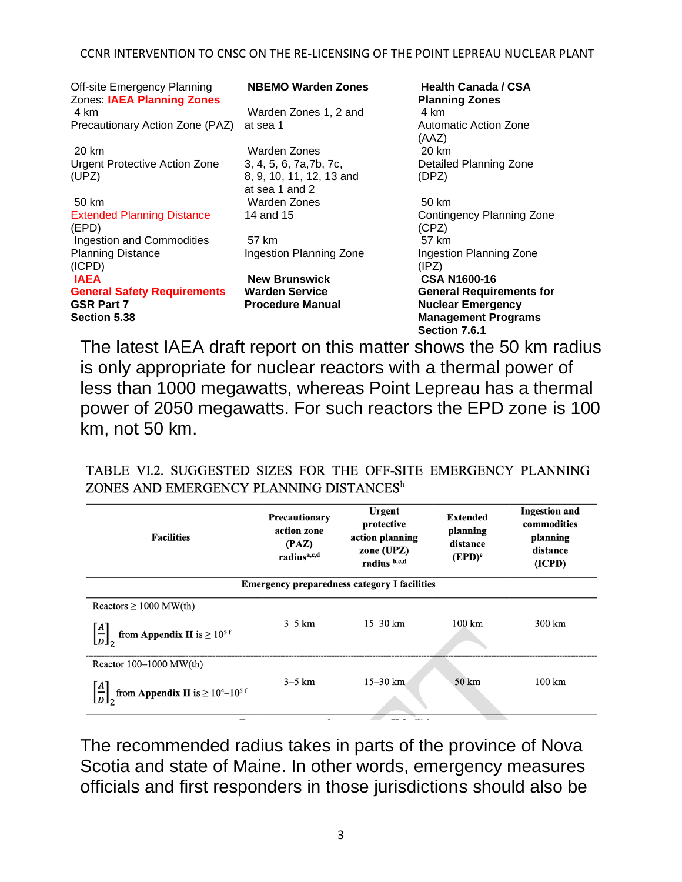| Off-site Emergency Planning Zones: **IAEA Planning Zones** | **NBEMO Warden Zones** | **Health Canada / CSA Planning Zones** |
|---|---|---|
| 4 km Precautionary Action Zone (PAZ) | Warden Zones 1, 2 and at sea 1 | 4 km Automatic Action Zone (AAZ) |
| 20 km Urgent Protective Action Zone (UPZ) | Warden Zones 3, 4, 5, 6, 7a,7b, 7c, 8, 9, 10, 11, 12, 13 and at sea 1 and 2 | 20 km Detailed Planning Zone (DPZ) |
| 50 km Extended Planning Distance (EPD) | Warden Zones 14 and 15 | 50 km Contingency Planning Zone (CPZ) |
| Ingestion and Commodities Planning Distance (ICPD) | 57 km Ingestion Planning Zone | 57 km Ingestion Planning Zone (IPZ) |
| **IAEA General Safety Requirements GSR Part 7 Section 5.38** | **New Brunswick Warden Service Procedure Manual** | **CSA N1600-16 General Requirements for Nuclear Emergency Management Programs Section 7.6.1** |

The latest IAEA draft report on this matter shows the 50 km radius is only appropriate for nuclear reactors with a thermal power of less than 1000 megawatts, whereas Point Lepreau has a thermal power of 2050 megawatts. For such reactors the EPD zone is 100 km, not 50 km.

TABLE VI.2. SUGGESTED SIZES FOR THE OFF-SITE EMERGENCY PLANNING ZONES AND EMERGENCY PLANNING DISTANCES[h]

| Facilities | Precautionary action zone (PAZ) radius[a,c,d] | Urgent protective action planning zone (UPZ) radius[b,c,d] | Extended planning distance (EPD)[e] | Ingestion and commodities planning distance (ICPD) |
|---|---|---|---|---|
| **Emergency preparedness category I facilities** | | | | |
| Reactors ≥ 1000 MW(th) $\left[\frac{A}{D}\right]_2$ from **Appendix II** is $\geq 10^5$ [f] | 3–5 km | 15–30 km | 100 km | 300 km |
| Reactor 100–1000 MW(th) $\left[\frac{A}{D}\right]_2$ from **Appendix II** is $\geq 10^4$–$10^5$ [f] | 3–5 km | 15–30 km | 50 km | 100 km |

The recommended radius takes in parts of the province of Nova Scotia and state of Maine. In other words, emergency measures officials and first responders in those jurisdictions should also be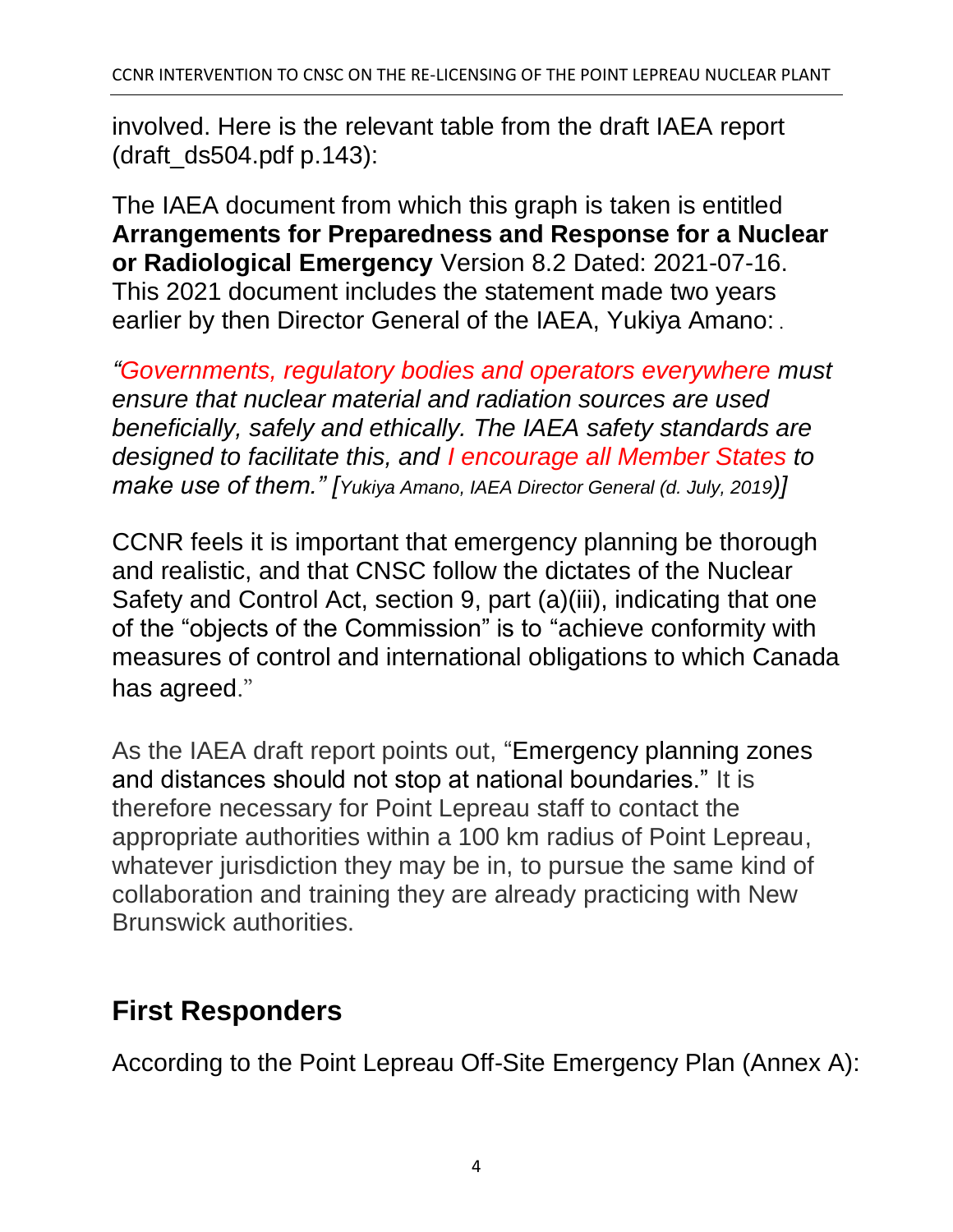involved. Here is the relevant table from the draft IAEA report (draft_ds504.pdf p.143):

The IAEA document from which this graph is taken is entitled **Arrangements for Preparedness and Response for a Nuclear or Radiological Emergency** Version 8.2 Dated: 2021-07-16. This 2021 document includes the statement made two years earlier by then Director General of the IAEA, Yukiya Amano: .

*"Governments, regulatory bodies and operators everywhere must ensure that nuclear material and radiation sources are used beneficially, safely and ethically. The IAEA safety standards are designed to facilitate this, and I encourage all Member States to make use of them." [Yukiya Amano, IAEA Director General (d. July, 2019)]*

CCNR feels it is important that emergency planning be thorough and realistic, and that CNSC follow the dictates of the Nuclear Safety and Control Act, section 9, part (a)(iii), indicating that one of the "objects of the Commission" is to "achieve conformity with measures of control and international obligations to which Canada has agreed."

As the IAEA draft report points out, "Emergency planning zones and distances should not stop at national boundaries." It is therefore necessary for Point Lepreau staff to contact the appropriate authorities within a 100 km radius of Point Lepreau, whatever jurisdiction they may be in, to pursue the same kind of collaboration and training they are already practicing with New Brunswick authorities.

## First Responders

According to the Point Lepreau Off-Site Emergency Plan (Annex A):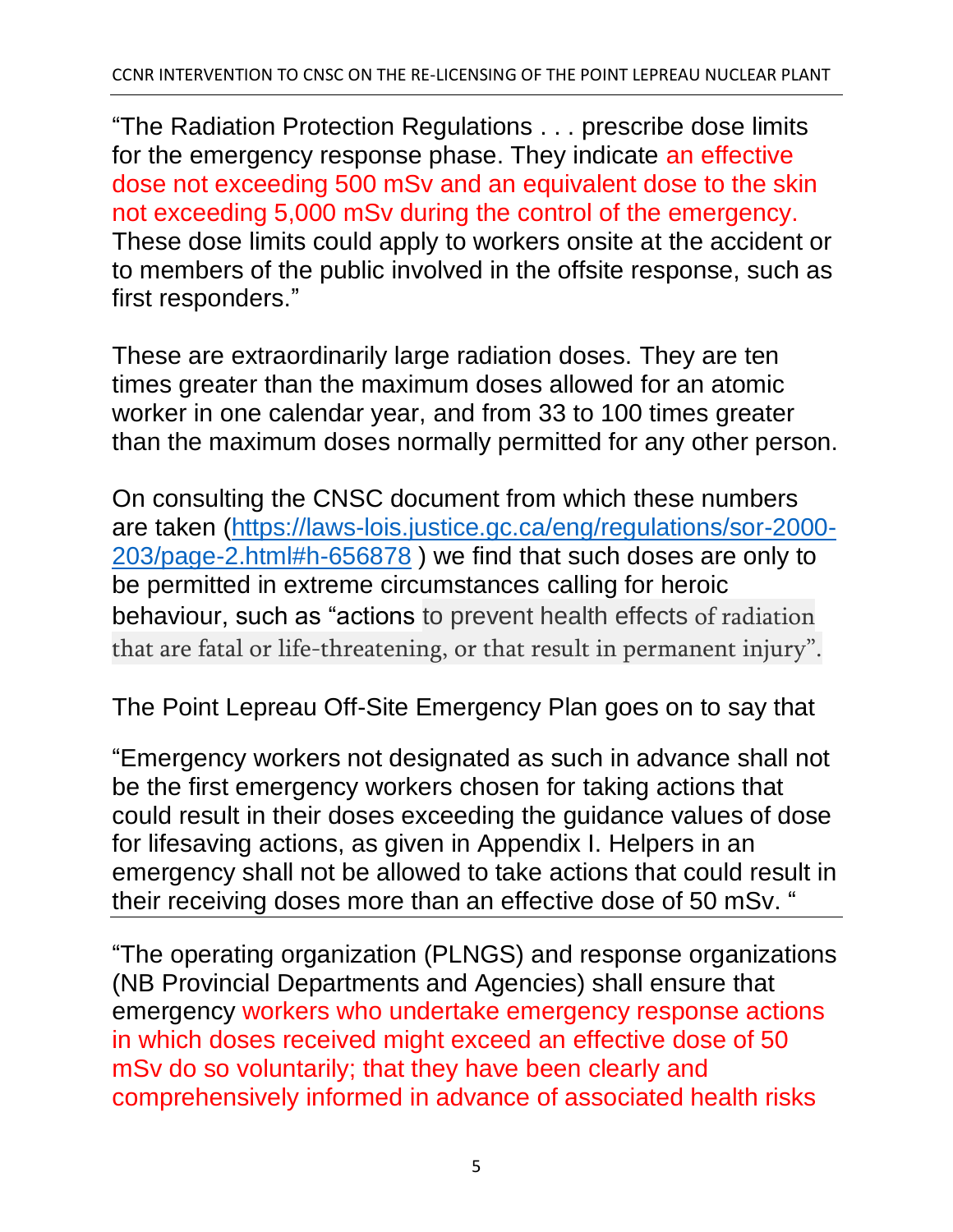"The Radiation Protection Regulations . . . prescribe dose limits for the emergency response phase. They indicate an effective dose not exceeding 500 mSv and an equivalent dose to the skin not exceeding 5,000 mSv during the control of the emergency. These dose limits could apply to workers onsite at the accident or to members of the public involved in the offsite response, such as first responders."

These are extraordinarily large radiation doses. They are ten times greater than the maximum doses allowed for an atomic worker in one calendar year, and from 33 to 100 times greater than the maximum doses normally permitted for any other person.

On consulting the CNSC document from which these numbers are taken (https://laws-lois.justice.gc.ca/eng/regulations/sor-2000-203/page-2.html#h-656878 ) we find that such doses are only to be permitted in extreme circumstances calling for heroic behaviour, such as "actions to prevent health effects of radiation that are fatal or life-threatening, or that result in permanent injury".

The Point Lepreau Off-Site Emergency Plan goes on to say that

"Emergency workers not designated as such in advance shall not be the first emergency workers chosen for taking actions that could result in their doses exceeding the guidance values of dose for lifesaving actions, as given in Appendix I. Helpers in an emergency shall not be allowed to take actions that could result in their receiving doses more than an effective dose of 50 mSv. "

"The operating organization (PLNGS) and response organizations (NB Provincial Departments and Agencies) shall ensure that emergency workers who undertake emergency response actions in which doses received might exceed an effective dose of 50 mSv do so voluntarily; that they have been clearly and comprehensively informed in advance of associated health risks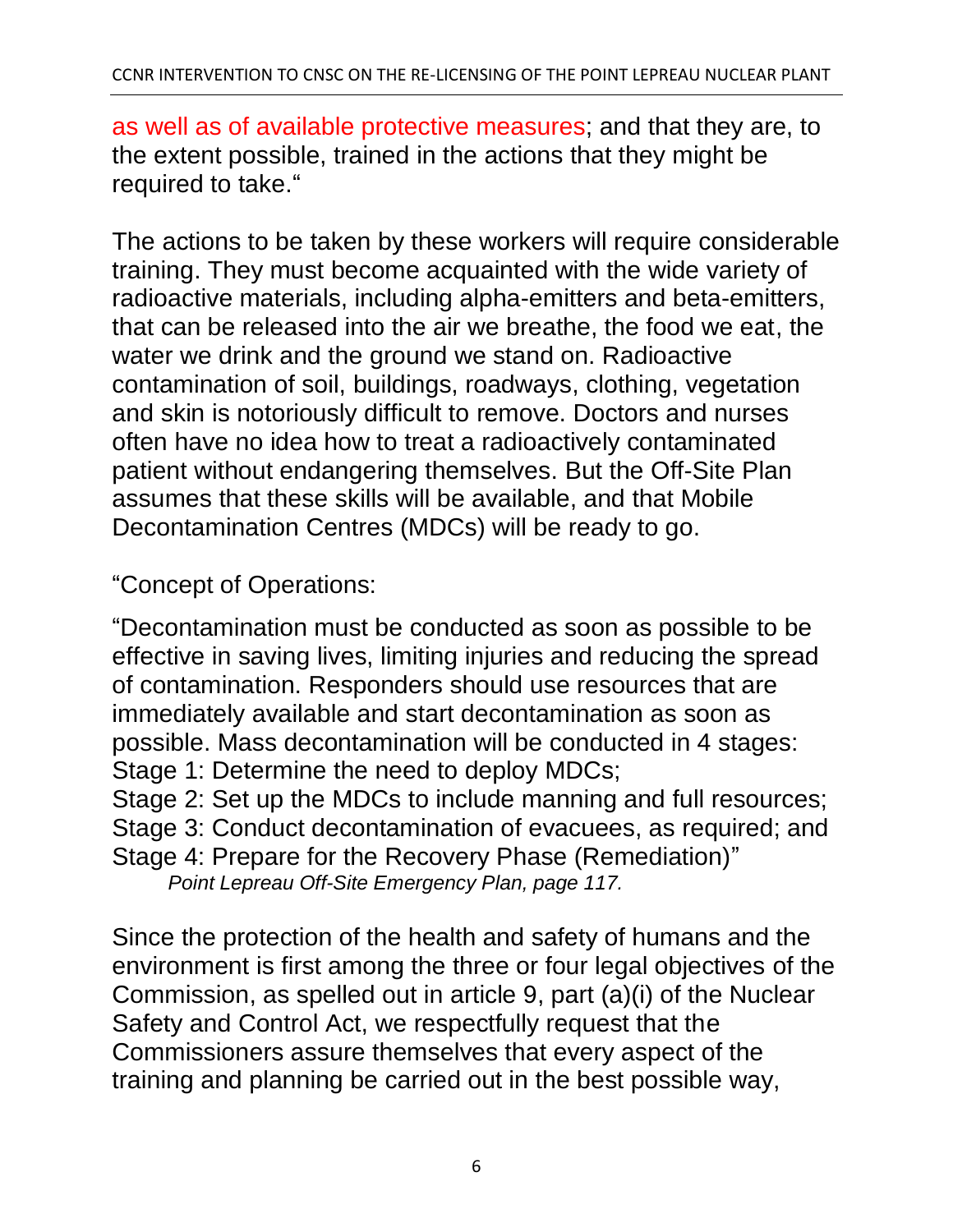as well as of available protective measures; and that they are, to the extent possible, trained in the actions that they might be required to take."

The actions to be taken by these workers will require considerable training. They must become acquainted with the wide variety of radioactive materials, including alpha-emitters and beta-emitters, that can be released into the air we breathe, the food we eat, the water we drink and the ground we stand on. Radioactive contamination of soil, buildings, roadways, clothing, vegetation and skin is notoriously difficult to remove. Doctors and nurses often have no idea how to treat a radioactively contaminated patient without endangering themselves. But the Off-Site Plan assumes that these skills will be available, and that Mobile Decontamination Centres (MDCs) will be ready to go.

"Concept of Operations:

"Decontamination must be conducted as soon as possible to be effective in saving lives, limiting injuries and reducing the spread of contamination. Responders should use resources that are immediately available and start decontamination as soon as possible. Mass decontamination will be conducted in 4 stages:
Stage 1: Determine the need to deploy MDCs;
Stage 2: Set up the MDCs to include manning and full resources;
Stage 3: Conduct decontamination of evacuees, as required; and
Stage 4: Prepare for the Recovery Phase (Remediation)"

*Point Lepreau Off-Site Emergency Plan, page 117.*

Since the protection of the health and safety of humans and the environment is first among the three or four legal objectives of the Commission, as spelled out in article 9, part (a)(i) of the Nuclear Safety and Control Act, we respectfully request that the Commissioners assure themselves that every aspect of the training and planning be carried out in the best possible way,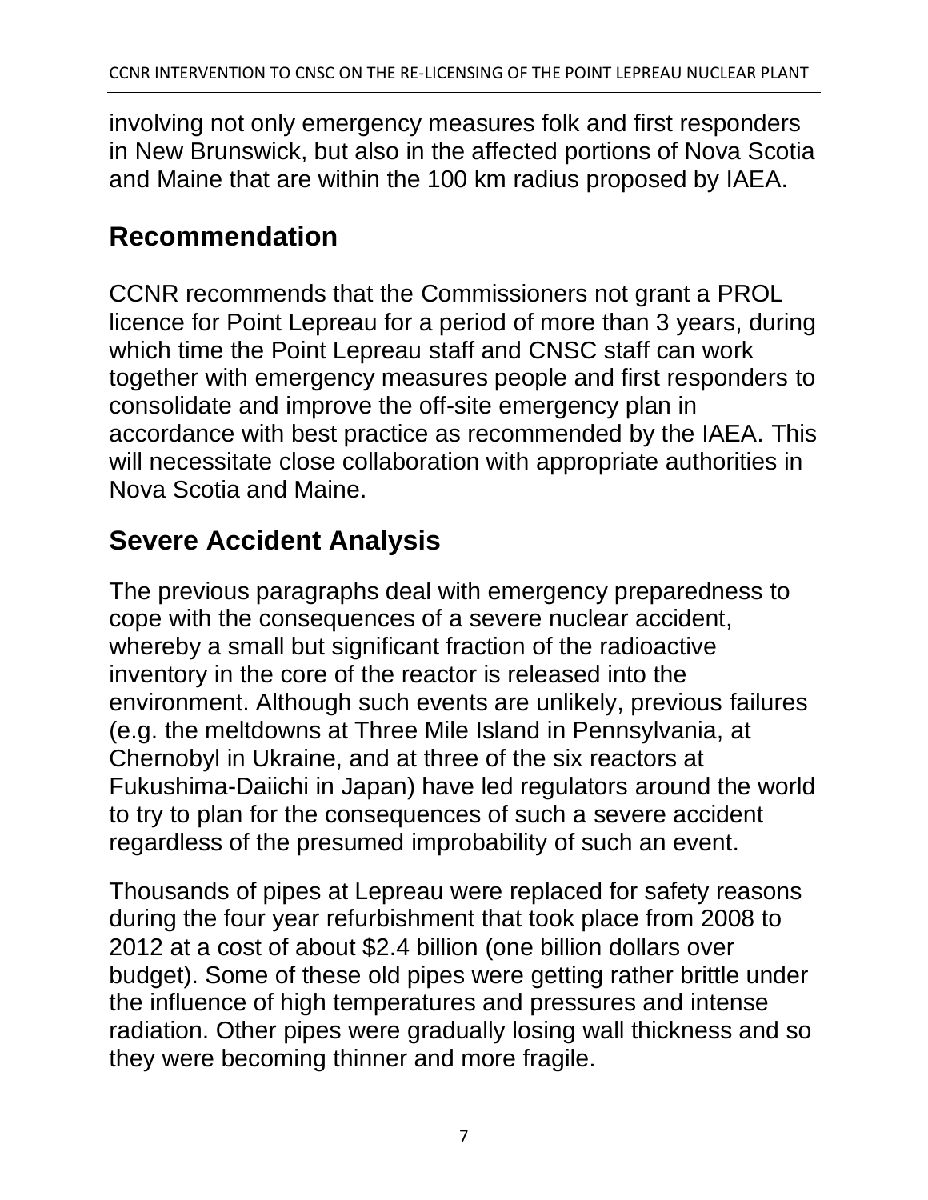involving not only emergency measures folk and first responders in New Brunswick, but also in the affected portions of Nova Scotia and Maine that are within the 100 km radius proposed by IAEA.

## Recommendation

CCNR recommends that the Commissioners not grant a PROL licence for Point Lepreau for a period of more than 3 years, during which time the Point Lepreau staff and CNSC staff can work together with emergency measures people and first responders to consolidate and improve the off-site emergency plan in accordance with best practice as recommended by the IAEA. This will necessitate close collaboration with appropriate authorities in Nova Scotia and Maine.

## Severe Accident Analysis

The previous paragraphs deal with emergency preparedness to cope with the consequences of a severe nuclear accident, whereby a small but significant fraction of the radioactive inventory in the core of the reactor is released into the environment. Although such events are unlikely, previous failures (e.g. the meltdowns at Three Mile Island in Pennsylvania, at Chernobyl in Ukraine, and at three of the six reactors at Fukushima-Daiichi in Japan) have led regulators around the world to try to plan for the consequences of such a severe accident regardless of the presumed improbability of such an event.

Thousands of pipes at Lepreau were replaced for safety reasons during the four year refurbishment that took place from 2008 to 2012 at a cost of about $2.4 billion (one billion dollars over budget). Some of these old pipes were getting rather brittle under the influence of high temperatures and pressures and intense radiation. Other pipes were gradually losing wall thickness and so they were becoming thinner and more fragile.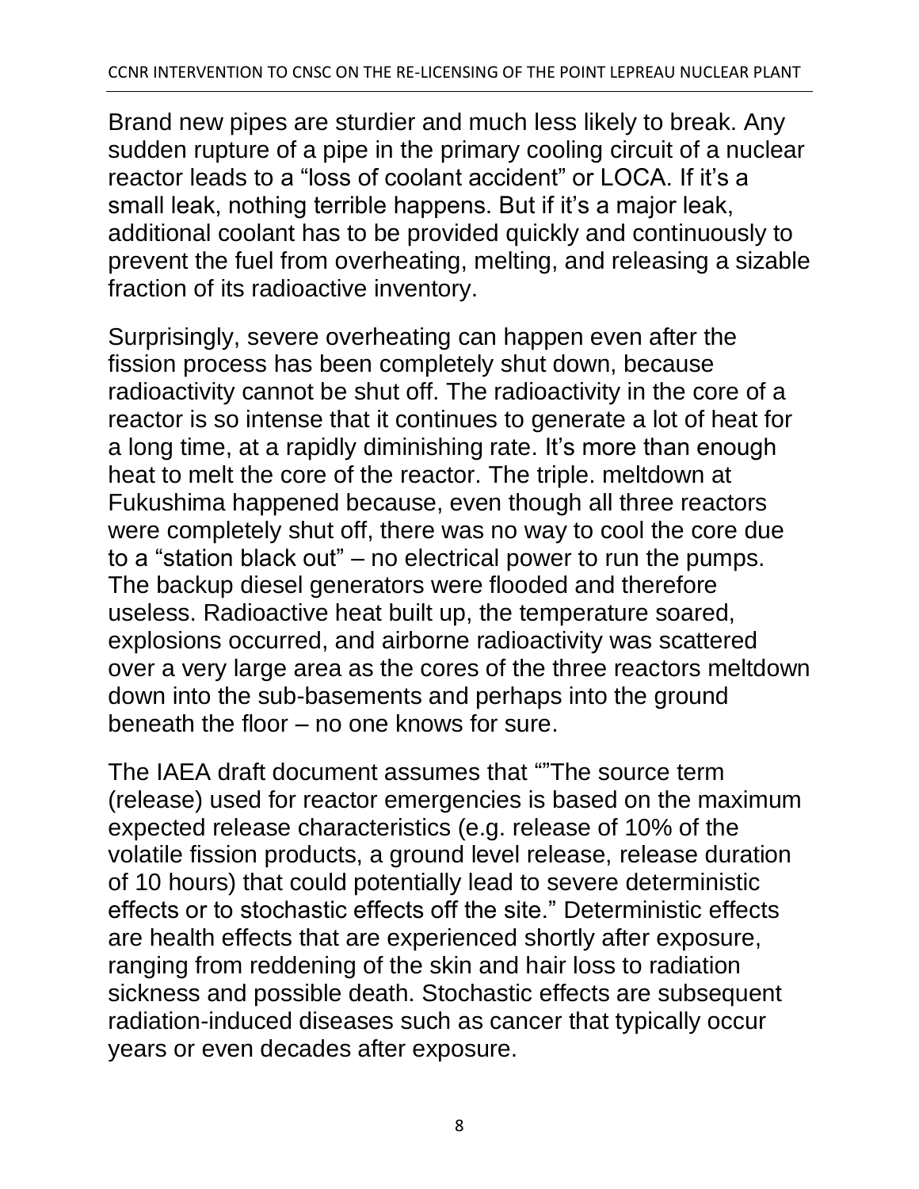Brand new pipes are sturdier and much less likely to break. Any sudden rupture of a pipe in the primary cooling circuit of a nuclear reactor leads to a “loss of coolant accident” or LOCA. If it’s a small leak, nothing terrible happens. But if it’s a major leak, additional coolant has to be provided quickly and continuously to prevent the fuel from overheating, melting, and releasing a sizable fraction of its radioactive inventory.

Surprisingly, severe overheating can happen even after the fission process has been completely shut down, because radioactivity cannot be shut off. The radioactivity in the core of a reactor is so intense that it continues to generate a lot of heat for a long time, at a rapidly diminishing rate. It’s more than enough heat to melt the core of the reactor. The triple. meltdown at Fukushima happened because, even though all three reactors were completely shut off, there was no way to cool the core due to a “station black out” – no electrical power to run the pumps. The backup diesel generators were flooded and therefore useless. Radioactive heat built up, the temperature soared, explosions occurred, and airborne radioactivity was scattered over a very large area as the cores of the three reactors meltdown down into the sub-basements and perhaps into the ground beneath the floor – no one knows for sure.

The IAEA draft document assumes that “”The source term (release) used for reactor emergencies is based on the maximum expected release characteristics (e.g. release of 10% of the volatile fission products, a ground level release, release duration of 10 hours) that could potentially lead to severe deterministic effects or to stochastic effects off the site.” Deterministic effects are health effects that are experienced shortly after exposure, ranging from reddening of the skin and hair loss to radiation sickness and possible death. Stochastic effects are subsequent radiation-induced diseases such as cancer that typically occur years or even decades after exposure.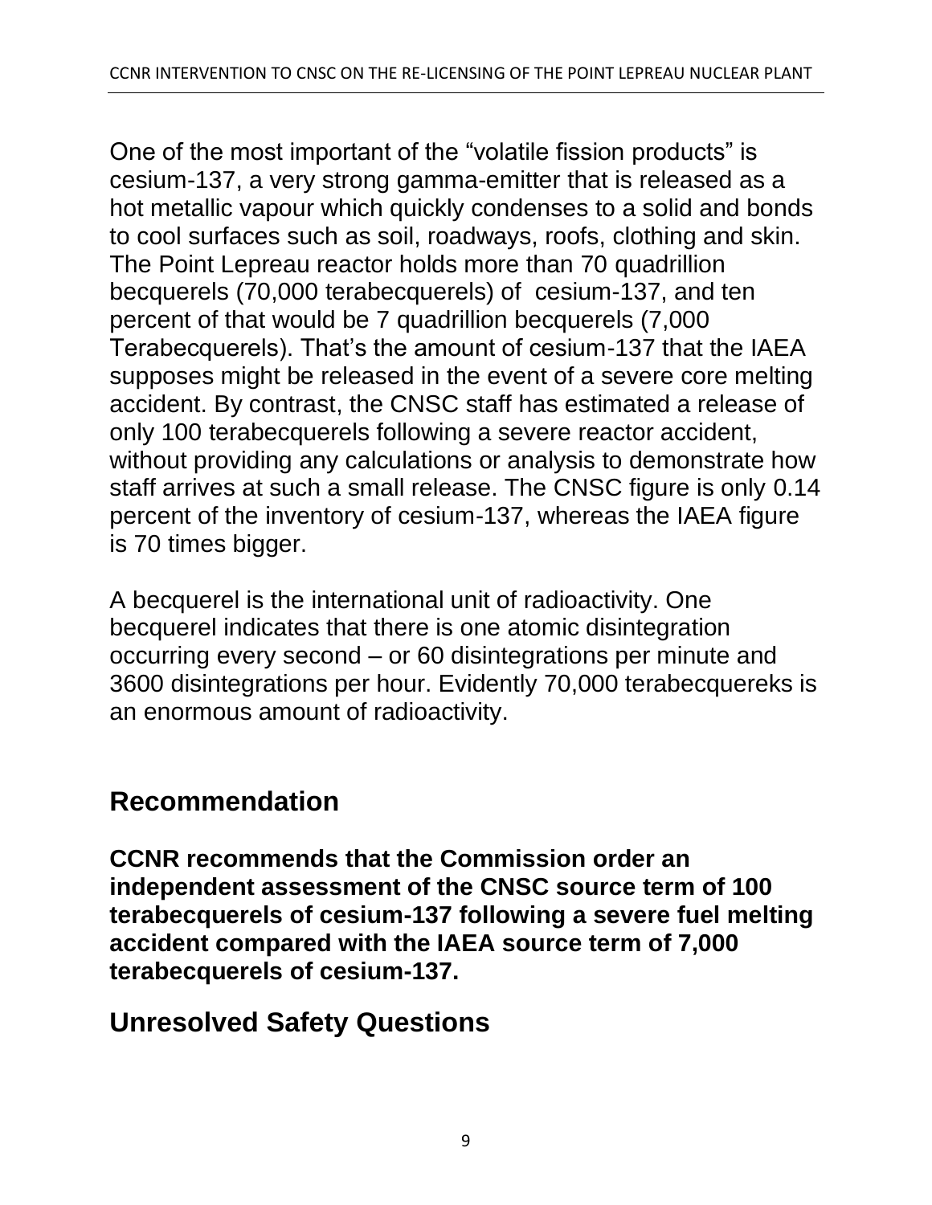One of the most important of the “volatile fission products” is cesium-137, a very strong gamma-emitter that is released as a hot metallic vapour which quickly condenses to a solid and bonds to cool surfaces such as soil, roadways, roofs, clothing and skin. The Point Lepreau reactor holds more than 70 quadrillion becquerels (70,000 terabecquerels) of  cesium-137, and ten percent of that would be 7 quadrillion becquerels (7,000 Terabecquerels). That’s the amount of cesium-137 that the IAEA supposes might be released in the event of a severe core melting accident. By contrast, the CNSC staff has estimated a release of only 100 terabecquerels following a severe reactor accident, without providing any calculations or analysis to demonstrate how staff arrives at such a small release. The CNSC figure is only 0.14 percent of the inventory of cesium-137, whereas the IAEA figure is 70 times bigger.

A becquerel is the international unit of radioactivity. One becquerel indicates that there is one atomic disintegration occurring every second – or 60 disintegrations per minute and 3600 disintegrations per hour. Evidently 70,000 terabecquereks is an enormous amount of radioactivity.

## Recommendation

**CCNR recommends that the Commission order an independent assessment of the CNSC source term of 100 terabecquerels of cesium-137 following a severe fuel melting accident compared with the IAEA source term of 7,000 terabecquerels of cesium-137.**

## Unresolved Safety Questions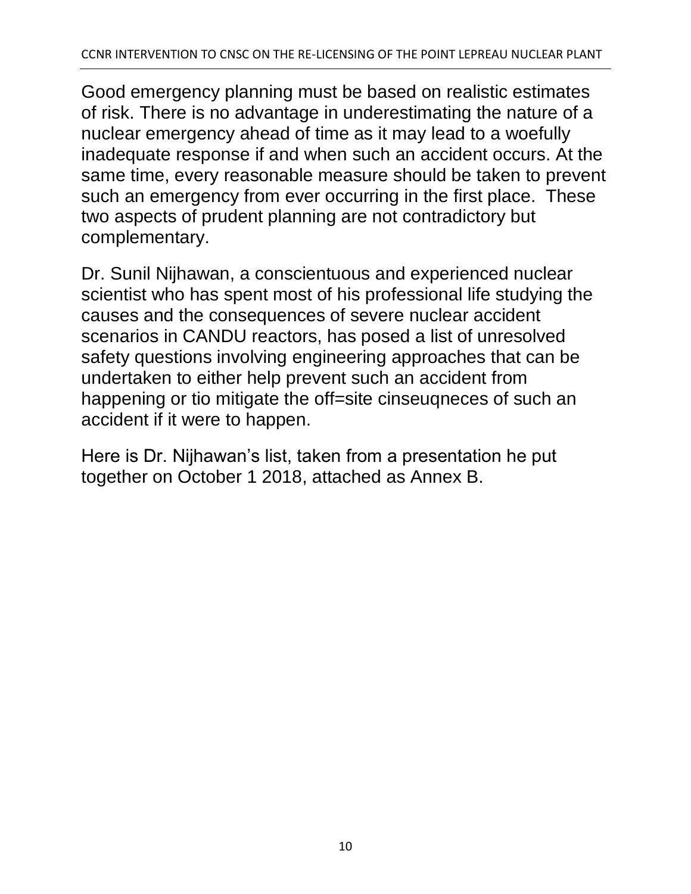Good emergency planning must be based on realistic estimates of risk. There is no advantage in underestimating the nature of a nuclear emergency ahead of time as it may lead to a woefully inadequate response if and when such an accident occurs. At the same time, every reasonable measure should be taken to prevent such an emergency from ever occurring in the first place. These two aspects of prudent planning are not contradictory but complementary.

Dr. Sunil Nijhawan, a conscientuous and experienced nuclear scientist who has spent most of his professional life studying the causes and the consequences of severe nuclear accident scenarios in CANDU reactors, has posed a list of unresolved safety questions involving engineering approaches that can be undertaken to either help prevent such an accident from happening or tio mitigate the off=site cinseuqneces of such an accident if it were to happen.

Here is Dr. Nijhawan's list, taken from a presentation he put together on October 1 2018, attached as Annex B.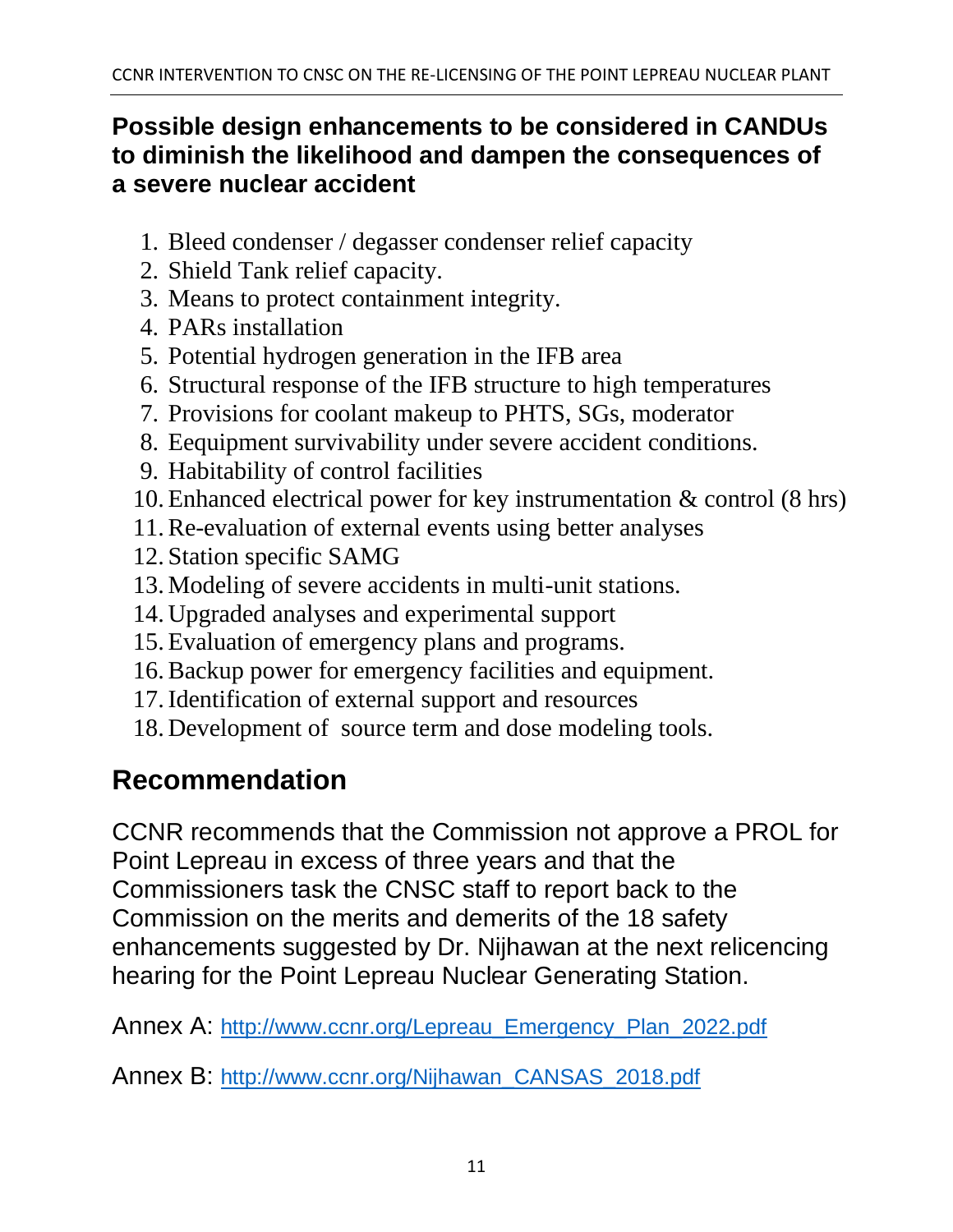## Possible design enhancements to be considered in CANDUs to diminish the likelihood and dampen the consequences of a severe nuclear accident

1. Bleed condenser / degasser condenser relief capacity
2. Shield Tank relief capacity.
3. Means to protect containment integrity.
4. PARs installation
5. Potential hydrogen generation in the IFB area
6. Structural response of the IFB structure to high temperatures
7. Provisions for coolant makeup to PHTS, SGs, moderator
8. Eequipment survivability under severe accident conditions.
9. Habitability of control facilities
10. Enhanced electrical power for key instrumentation & control (8 hrs)
11. Re-evaluation of external events using better analyses
12. Station specific SAMG
13. Modeling of severe accidents in multi-unit stations.
14. Upgraded analyses and experimental support
15. Evaluation of emergency plans and programs.
16. Backup power for emergency facilities and equipment.
17. Identification of external support and resources
18. Development of source term and dose modeling tools.

# Recommendation

CCNR recommends that the Commission not approve a PROL for Point Lepreau in excess of three years and that the Commissioners task the CNSC staff to report back to the Commission on the merits and demerits of the 18 safety enhancements suggested by Dr. Nijhawan at the next relicencing hearing for the Point Lepreau Nuclear Generating Station.

Annex A: http://www.ccnr.org/Lepreau_Emergency_Plan_2022.pdf

Annex B: http://www.ccnr.org/Nijhawan_CANSAS_2018.pdf